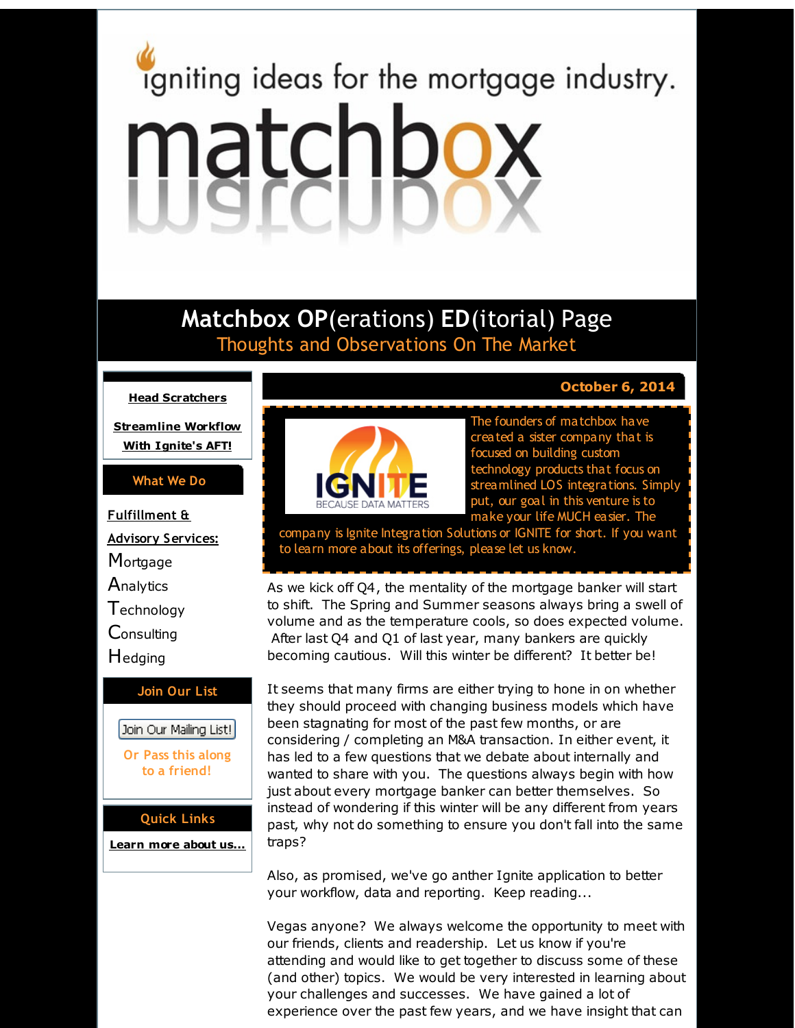igniting ideas for the mortgage industry.

# matchbox

## Matchbox OP(erations) ED(itorial) Page

Thoughts and Observations On The Market

**Head Scratchers**

**Streamline Workflow With Ignite's AFT!**

**What We Do**

**Fulfillment & Advisory Services:**

Mortgage
Analytics
Technology
Consulting
Hedging

**Join Our List**

Join Our Mailing List!

Or Pass this along to a friend!

**Quick Links**

**Learn more about us...**

**October 6, 2014**

IGNITE BECAUSE DATA MATTERS

The founders of matchbox have created a sister company that is focused on building custom technology products that focus on streamlined LOS integrations. Simply put, our goal in this venture is to make your life MUCH easier. The company is Ignite Integration Solutions or IGNITE for short. If you want to learn more about its offerings, please let us know.

As we kick off Q4, the mentality of the mortgage banker will start to shift. The Spring and Summer seasons always bring a swell of volume and as the temperature cools, so does expected volume. After last Q4 and Q1 of last year, many bankers are quickly becoming cautious. Will this winter be different? It better be!

It seems that many firms are either trying to hone in on whether they should proceed with changing business models which have been stagnating for most of the past few months, or are considering / completing an M&A transaction. In either event, it has led to a few questions that we debate about internally and wanted to share with you. The questions always begin with how just about every mortgage banker can better themselves. So instead of wondering if this winter will be any different from years past, why not do something to ensure you don't fall into the same traps?

Also, as promised, we've go anther Ignite application to better your workflow, data and reporting. Keep reading...

Vegas anyone? We always welcome the opportunity to meet with our friends, clients and readership. Let us know if you're attending and would like to get together to discuss some of these (and other) topics. We would be very interested in learning about your challenges and successes. We have gained a lot of experience over the past few years, and we have insight that can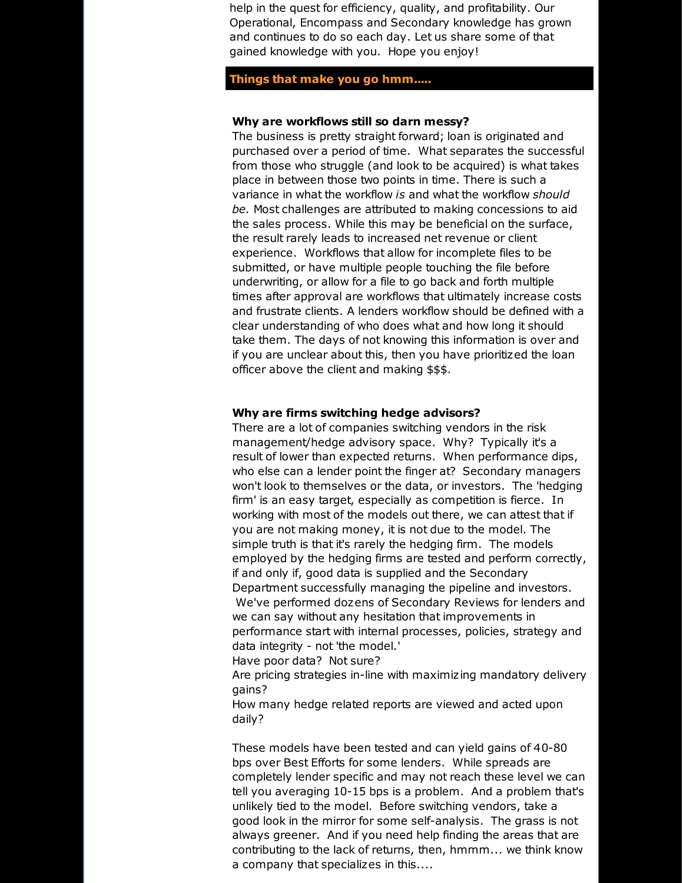help in the quest for efficiency, quality, and profitability. Our Operational, Encompass and Secondary knowledge has grown and continues to do so each day. Let us share some of that gained knowledge with you. Hope you enjoy!

## Things that make you go hmm.....

**Why are workflows still so darn messy?**

The business is pretty straight forward; loan is originated and purchased over a period of time. What separates the successful from those who struggle (and look to be acquired) is what takes place in between those two points in time. There is such a variance in what the workflow *is* and what the workflow *should be.* Most challenges are attributed to making concessions to aid the sales process. While this may be beneficial on the surface, the result rarely leads to increased net revenue or client experience. Workflows that allow for incomplete files to be submitted, or have multiple people touching the file before underwriting, or allow for a file to go back and forth multiple times after approval are workflows that ultimately increase costs and frustrate clients. A lenders workflow should be defined with a clear understanding of who does what and how long it should take them. The days of not knowing this information is over and if you are unclear about this, then you have prioritized the loan officer above the client and making $$$.

**Why are firms switching hedge advisors?**

There are a lot of companies switching vendors in the risk management/hedge advisory space. Why? Typically it's a result of lower than expected returns. When performance dips, who else can a lender point the finger at? Secondary managers won't look to themselves or the data, or investors. The 'hedging firm' is an easy target, especially as competition is fierce. In working with most of the models out there, we can attest that if you are not making money, it is not due to the model. The simple truth is that it's rarely the hedging firm. The models employed by the hedging firms are tested and perform correctly, if and only if, good data is supplied and the Secondary Department successfully managing the pipeline and investors. We've performed dozens of Secondary Reviews for lenders and we can say without any hesitation that improvements in performance start with internal processes, policies, strategy and data integrity - not 'the model.'

Have poor data? Not sure?

Are pricing strategies in-line with maximizing mandatory delivery gains?

How many hedge related reports are viewed and acted upon daily?

These models have been tested and can yield gains of 40-80 bps over Best Efforts for some lenders. While spreads are completely lender specific and may not reach these level we can tell you averaging 10-15 bps is a problem. And a problem that's unlikely tied to the model. Before switching vendors, take a good look in the mirror for some self-analysis. The grass is not always greener. And if you need help finding the areas that are contributing to the lack of returns, then, hmmm... we think know a company that specializes in this....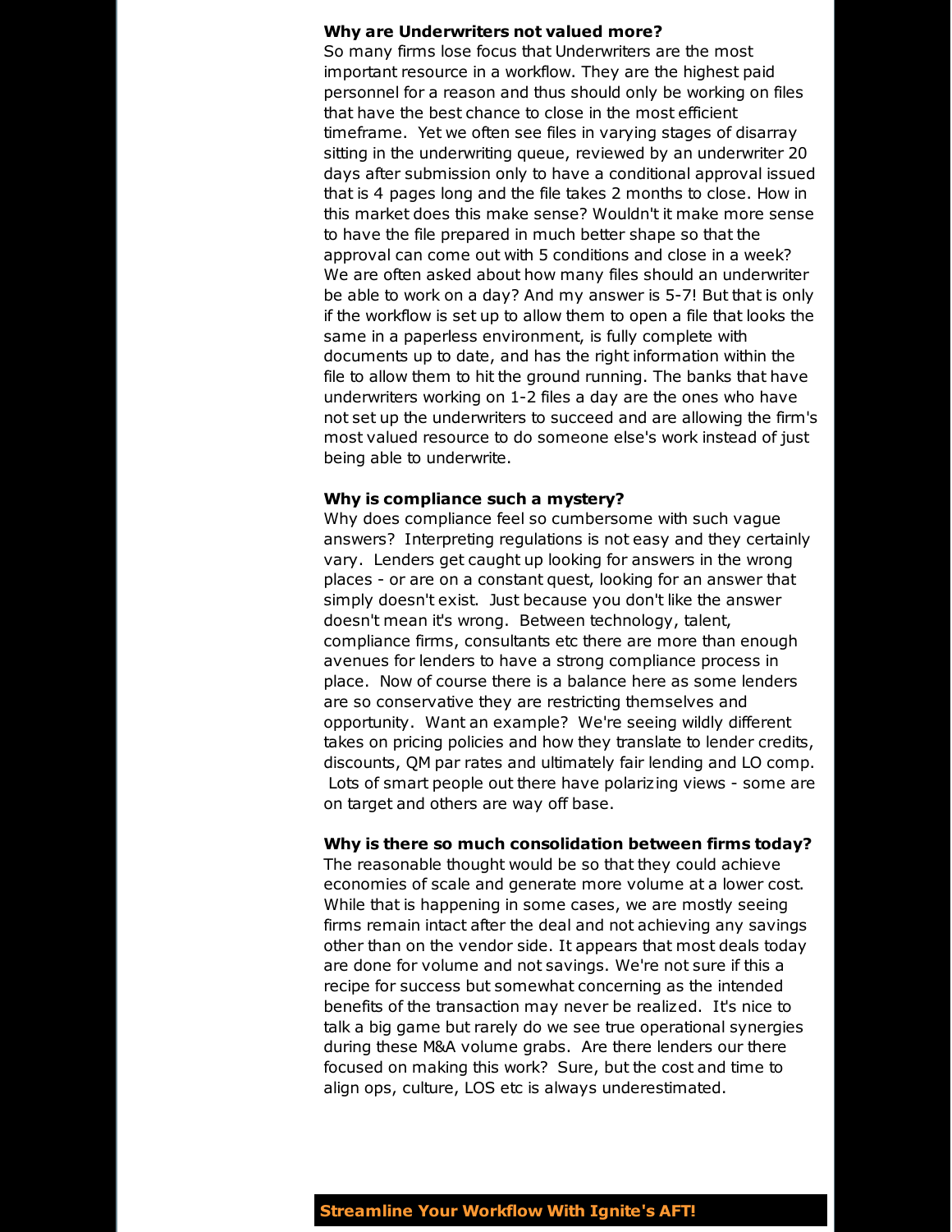**Why are Underwriters not valued more?**

So many firms lose focus that Underwriters are the most important resource in a workflow. They are the highest paid personnel for a reason and thus should only be working on files that have the best chance to close in the most efficient timeframe. Yet we often see files in varying stages of disarray sitting in the underwriting queue, reviewed by an underwriter 20 days after submission only to have a conditional approval issued that is 4 pages long and the file takes 2 months to close. How in this market does this make sense? Wouldn't it make more sense to have the file prepared in much better shape so that the approval can come out with 5 conditions and close in a week? We are often asked about how many files should an underwriter be able to work on a day? And my answer is 5-7! But that is only if the workflow is set up to allow them to open a file that looks the same in a paperless environment, is fully complete with documents up to date, and has the right information within the file to allow them to hit the ground running. The banks that have underwriters working on 1-2 files a day are the ones who have not set up the underwriters to succeed and are allowing the firm's most valued resource to do someone else's work instead of just being able to underwrite.

**Why is compliance such a mystery?**

Why does compliance feel so cumbersome with such vague answers? Interpreting regulations is not easy and they certainly vary. Lenders get caught up looking for answers in the wrong places - or are on a constant quest, looking for an answer that simply doesn't exist. Just because you don't like the answer doesn't mean it's wrong. Between technology, talent, compliance firms, consultants etc there are more than enough avenues for lenders to have a strong compliance process in place. Now of course there is a balance here as some lenders are so conservative they are restricting themselves and opportunity. Want an example? We're seeing wildly different takes on pricing policies and how they translate to lender credits, discounts, QM par rates and ultimately fair lending and LO comp. Lots of smart people out there have polarizing views - some are on target and others are way off base.

**Why is there so much consolidation between firms today?**

The reasonable thought would be so that they could achieve economies of scale and generate more volume at a lower cost. While that is happening in some cases, we are mostly seeing firms remain intact after the deal and not achieving any savings other than on the vendor side. It appears that most deals today are done for volume and not savings. We're not sure if this a recipe for success but somewhat concerning as the intended benefits of the transaction may never be realized. It's nice to talk a big game but rarely do we see true operational synergies during these M&A volume grabs. Are there lenders our there focused on making this work? Sure, but the cost and time to align ops, culture, LOS etc is always underestimated.

**Streamline Your Workflow With Ignite's AFT!**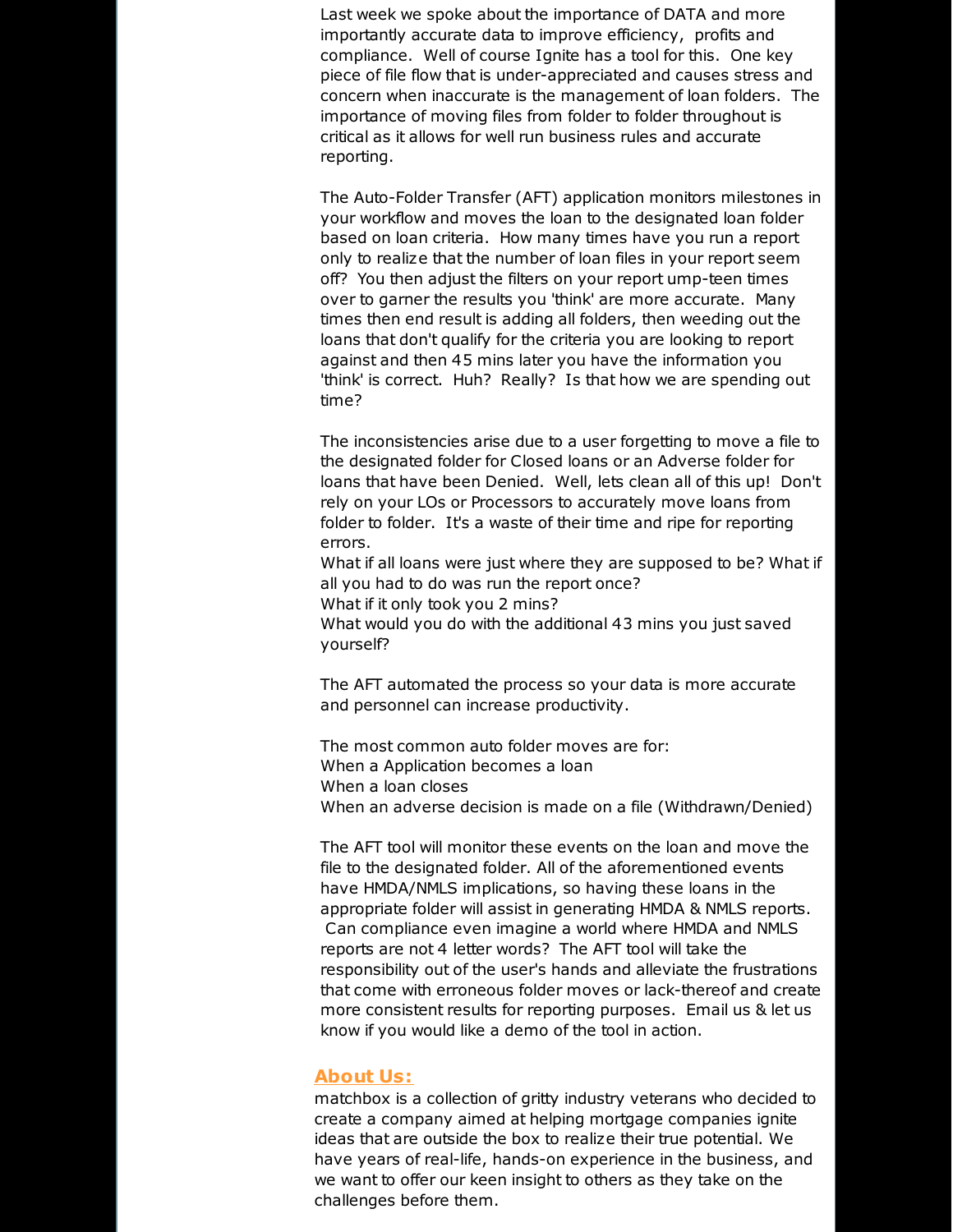Last week we spoke about the importance of DATA and more importantly accurate data to improve efficiency, profits and compliance. Well of course Ignite has a tool for this. One key piece of file flow that is under-appreciated and causes stress and concern when inaccurate is the management of loan folders. The importance of moving files from folder to folder throughout is critical as it allows for well run business rules and accurate reporting.

The Auto-Folder Transfer (AFT) application monitors milestones in your workflow and moves the loan to the designated loan folder based on loan criteria. How many times have you run a report only to realize that the number of loan files in your report seem off? You then adjust the filters on your report ump-teen times over to garner the results you 'think' are more accurate. Many times then end result is adding all folders, then weeding out the loans that don't qualify for the criteria you are looking to report against and then 45 mins later you have the information you 'think' is correct. Huh? Really? Is that how we are spending out time?

The inconsistencies arise due to a user forgetting to move a file to the designated folder for Closed loans or an Adverse folder for loans that have been Denied. Well, lets clean all of this up! Don't rely on your LOs or Processors to accurately move loans from folder to folder. It's a waste of their time and ripe for reporting errors.
What if all loans were just where they are supposed to be? What if all you had to do was run the report once?
What if it only took you 2 mins?
What would you do with the additional 43 mins you just saved yourself?

The AFT automated the process so your data is more accurate and personnel can increase productivity.

The most common auto folder moves are for:
When a Application becomes a loan
When a loan closes
When an adverse decision is made on a file (Withdrawn/Denied)

The AFT tool will monitor these events on the loan and move the file to the designated folder. All of the aforementioned events have HMDA/NMLS implications, so having these loans in the appropriate folder will assist in generating HMDA & NMLS reports. Can compliance even imagine a world where HMDA and NMLS reports are not 4 letter words? The AFT tool will take the responsibility out of the user's hands and alleviate the frustrations that come with erroneous folder moves or lack-thereof and create more consistent results for reporting purposes. Email us & let us know if you would like a demo of the tool in action.

## About Us:

matchbox is a collection of gritty industry veterans who decided to create a company aimed at helping mortgage companies ignite ideas that are outside the box to realize their true potential. We have years of real-life, hands-on experience in the business, and we want to offer our keen insight to others as they take on the challenges before them.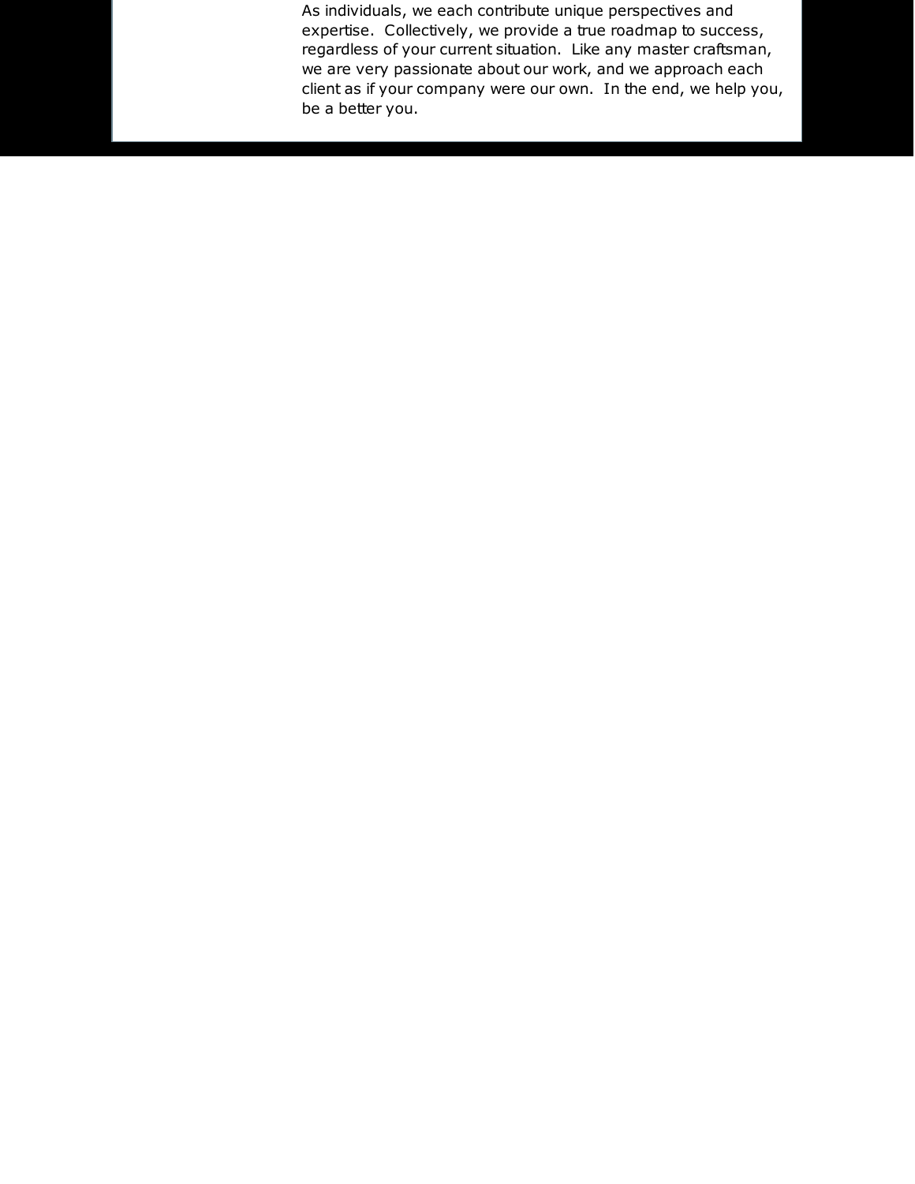As individuals, we each contribute unique perspectives and expertise. Collectively, we provide a true roadmap to success, regardless of your current situation. Like any master craftsman, we are very passionate about our work, and we approach each client as if your company were our own. In the end, we help you, be a better you.